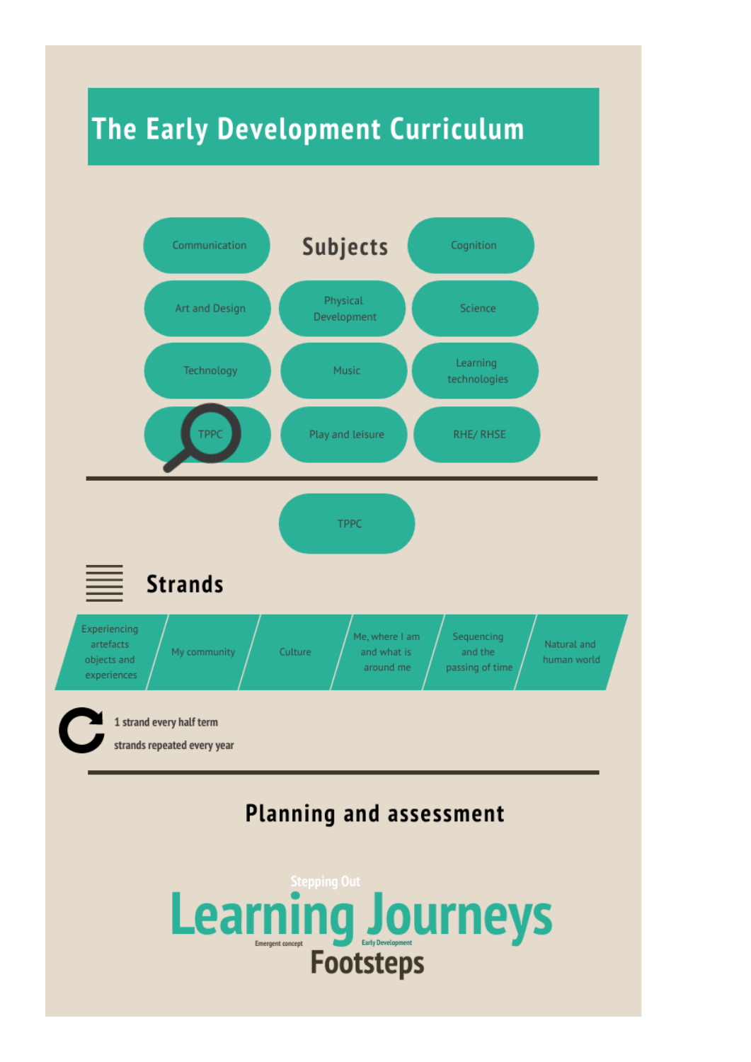# The Early Development Curriculum

## Subjects

- Communication
- Cognition
- Art and Design
- Physical Development
- Science
- Technology
- Music
- Learning technologies
- TPPC
- Play and leisure
- RHE/ RHSE

---

TPPC

## Strands

- Experiencing artefacts objects and experiences
- My community
- Culture
- Me, where I am and what is around me
- Sequencing and the passing of time
- Natural and human world

1 strand every half term

strands repeated every year

---

## Planning and assessment

Stepping Out

Learning Journeys

Emergent concept

Early Development

Footsteps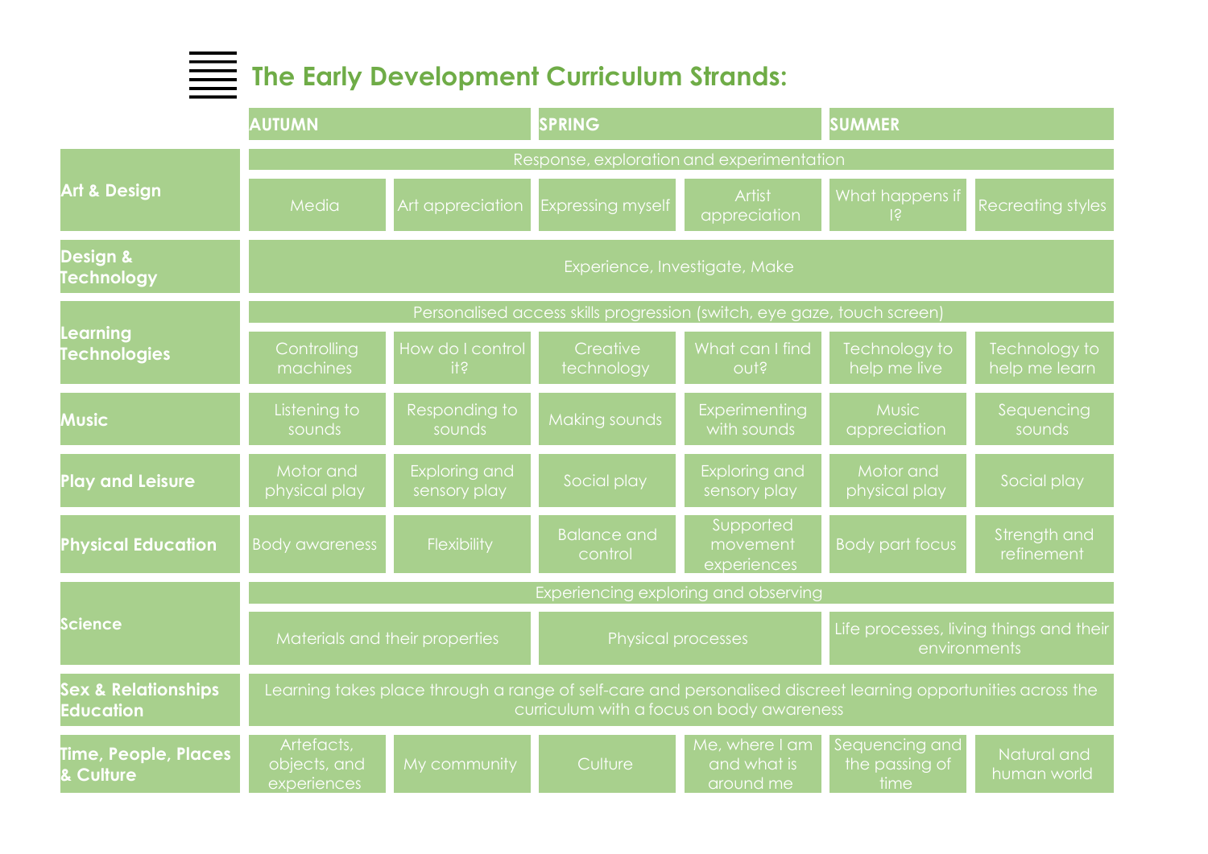## The Early Development Curriculum Strands:

| | AUTUMN | | SPRING | | SUMMER | |
|---|---|---|---|---|---|---|
| **Art & Design** | Response, exploration and experimentation | | | | | |
| | Media | Art appreciation | Expressing myself | Artist appreciation | What happens if I? | Recreating styles |
| **Design & Technology** | Experience, Investigate, Make | | | | | |
| **Learning Technologies** | Personalised access skills progression (switch, eye gaze, touch screen) | | | | | |
| | Controlling machines | How do I control it? | Creative technology | What can I find out? | Technology to help me live | Technology to help me learn |
| **Music** | Listening to sounds | Responding to sounds | Making sounds | Experimenting with sounds | Music appreciation | Sequencing sounds |
| **Play and Leisure** | Motor and physical play | Exploring and sensory play | Social play | Exploring and sensory play | Motor and physical play | Social play |
| **Physical Education** | Body awareness | Flexibility | Balance and control | Supported movement experiences | Body part focus | Strength and refinement |
| **Science** | Experiencing exploring and observing | | | | | |
| | Materials and their properties | | Physical processes | | Life processes, living things and their environments | |
| **Sex & Relationships Education** | Learning takes place through a range of self-care and personalised discreet learning opportunities across the curriculum with a focus on body awareness | | | | | |
| **Time, People, Places & Culture** | Artefacts, objects, and experiences | My community | Culture | Me, where I am and what is around me | Sequencing and the passing of time | Natural and human world |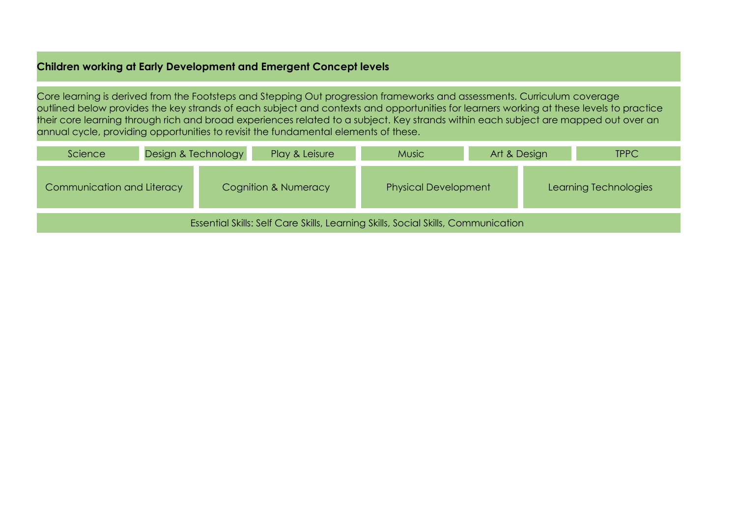**Children working at Early Development and Emergent Concept levels**

Core learning is derived from the Footsteps and Stepping Out progression frameworks and assessments. Curriculum coverage outlined below provides the key strands of each subject and contexts and opportunities for learners working at these levels to practice their core learning through rich and broad experiences related to a subject. Key strands within each subject are mapped out over an annual cycle, providing opportunities to revisit the fundamental elements of these.

| | | | | | |
|---|---|---|---|---|---|
| Science | Design & Technology | Play & Leisure | Music | Art & Design | TPPC |

| | | | |
|---|---|---|---|
| Communication and Literacy | Cognition & Numeracy | Physical Development | Learning Technologies |

Essential Skills: Self Care Skills, Learning Skills, Social Skills, Communication